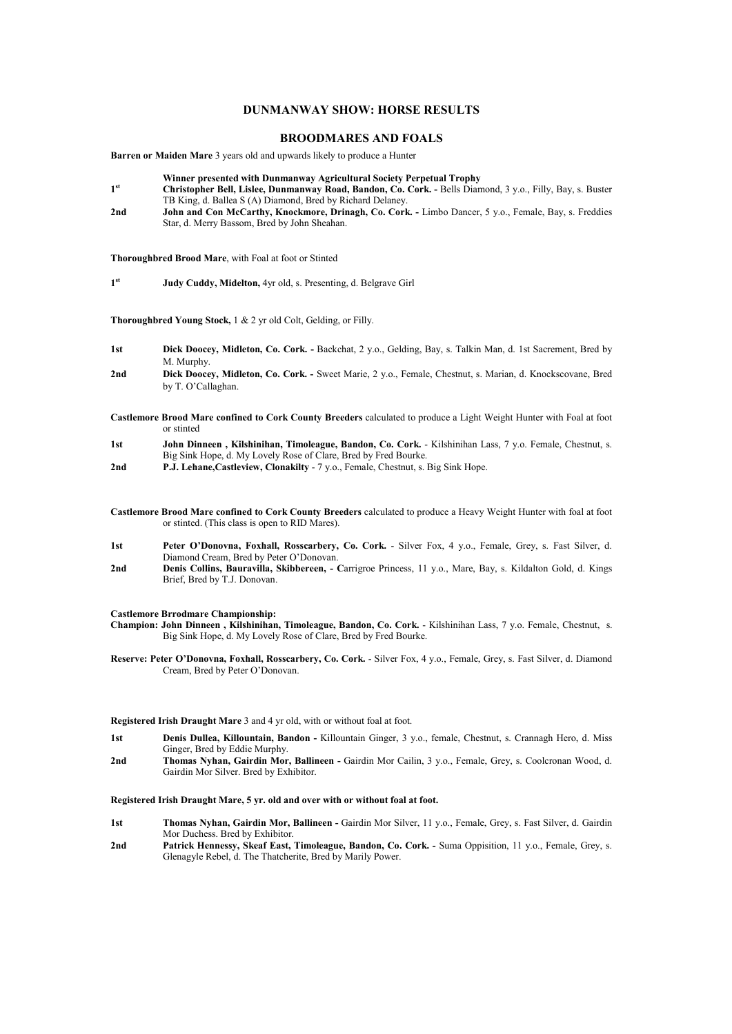# DUNMANWAY SHOW: HORSE RESULTS

## BROODMARES AND FOALS

**Barren or Maiden Mare** 3 years old and upwards likely to produce a Hunter

**Winner presented with Dunmanway Agricultural Society Perpetual Trophy**

**1st** **Christopher Bell, Lislee, Dunmanway Road, Bandon, Co. Cork. -** Bells Diamond, 3 y.o., Filly, Bay, s. Buster TB King, d. Ballea S (A) Diamond, Bred by Richard Delaney.

**2nd** **John and Con McCarthy, Knockmore, Drinagh, Co. Cork. -** Limbo Dancer, 5 y.o., Female, Bay, s. Freddies Star, d. Merry Bassom, Bred by John Sheahan.

**Thoroughbred Brood Mare**, with Foal at foot or Stinted

**1st** **Judy Cuddy, Midelton,** 4yr old, s. Presenting, d. Belgrave Girl

**Thoroughbred Young Stock,** 1 & 2 yr old Colt, Gelding, or Filly.

**1st** **Dick Doocey, Midleton, Co. Cork. -** Backchat, 2 y.o., Gelding, Bay, s. Talkin Man, d. 1st Sacrement, Bred by M. Murphy.

**2nd** **Dick Doocey, Midleton, Co. Cork. -** Sweet Marie, 2 y.o., Female, Chestnut, s. Marian, d. Knockscovane, Bred by T. O'Callaghan.

**Castlemore Brood Mare confined to Cork County Breeders** calculated to produce a Light Weight Hunter with Foal at foot or stinted

**1st** **John Dinneen , Kilshinihan, Timoleague, Bandon, Co. Cork.** - Kilshinihan Lass, 7 y.o. Female, Chestnut, s. Big Sink Hope, d. My Lovely Rose of Clare, Bred by Fred Bourke.

**2nd** **P.J. Lehane,Castleview, Clonakilty** - 7 y.o., Female, Chestnut, s. Big Sink Hope.

**Castlemore Brood Mare confined to Cork County Breeders** calculated to produce a Heavy Weight Hunter with foal at foot or stinted. (This class is open to RID Mares).

**1st** **Peter O'Donovna, Foxhall, Rosscarbery, Co. Cork.** - Silver Fox, 4 y.o., Female, Grey, s. Fast Silver, d. Diamond Cream, Bred by Peter O'Donovan.

**2nd** **Denis Collins, Bauravilla, Skibbereen, - C**arrigroe Princess, 11 y.o., Mare, Bay, s. Kildalton Gold, d. Kings Brief, Bred by T.J. Donovan.

**Castlemore Brrodmare Championship:**

**Champion: John Dinneen , Kilshinihan, Timoleague, Bandon, Co. Cork.** - Kilshinihan Lass, 7 y.o. Female, Chestnut, s. Big Sink Hope, d. My Lovely Rose of Clare, Bred by Fred Bourke.

**Reserve: Peter O'Donovna, Foxhall, Rosscarbery, Co. Cork.** - Silver Fox, 4 y.o., Female, Grey, s. Fast Silver, d. Diamond Cream, Bred by Peter O'Donovan.

**Registered Irish Draught Mare** 3 and 4 yr old, with or without foal at foot.

**1st** **Denis Dullea, Killountain, Bandon -** Killountain Ginger, 3 y.o., female, Chestnut, s. Crannagh Hero, d. Miss Ginger, Bred by Eddie Murphy.

**2nd** **Thomas Nyhan, Gairdin Mor, Ballineen -** Gairdin Mor Cailin, 3 y.o., Female, Grey, s. Coolcronan Wood, d. Gairdin Mor Silver. Bred by Exhibitor.

**Registered Irish Draught Mare, 5 yr. old and over with or without foal at foot.**

**1st** **Thomas Nyhan, Gairdin Mor, Ballineen -** Gairdin Mor Silver, 11 y.o., Female, Grey, s. Fast Silver, d. Gairdin Mor Duchess. Bred by Exhibitor.

**2nd** **Patrick Hennessy, Skeaf East, Timoleague, Bandon, Co. Cork. -** Suma Oppisition, 11 y.o., Female, Grey, s. Glenagyle Rebel, d. The Thatcherite, Bred by Marily Power.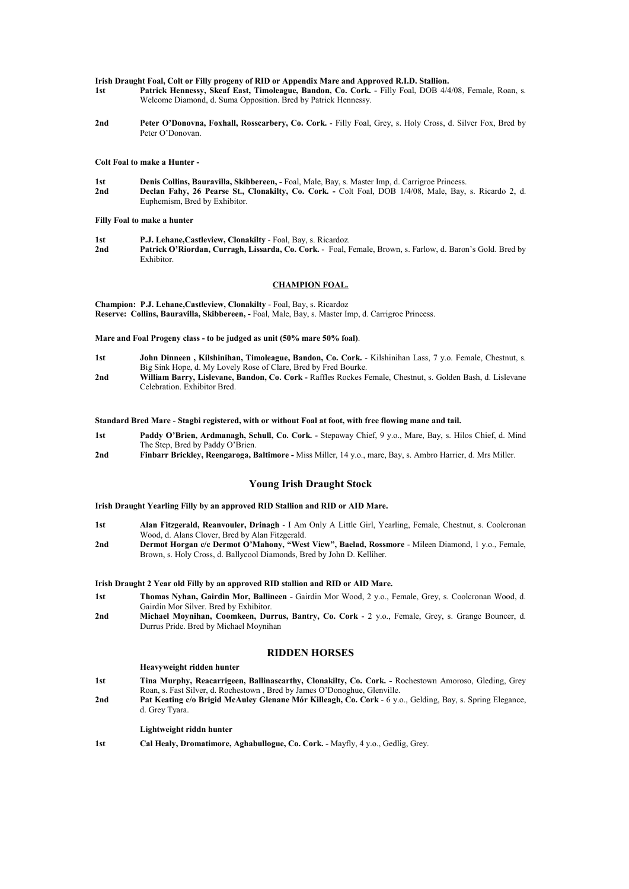**Irish Draught Foal, Colt or Filly progeny of RID or Appendix Mare and Approved R.I.D. Stallion.**

1st **Patrick Hennessy, Skeaf East, Timoleague, Bandon, Co. Cork. -** Filly Foal, DOB 4/4/08, Female, Roan, s. Welcome Diamond, d. Suma Opposition. Bred by Patrick Hennessy.

2nd **Peter O'Donovna, Foxhall, Rosscarbery, Co. Cork.** - Filly Foal, Grey, s. Holy Cross, d. Silver Fox, Bred by Peter O'Donovan.

**Colt Foal to make a Hunter -**

1st **Denis Collins, Bauravilla, Skibbereen, -** Foal, Male, Bay, s. Master Imp, d. Carrigroe Princess.

2nd **Declan Fahy, 26 Pearse St., Clonakilty, Co. Cork. -** Colt Foal, DOB 1/4/08, Male, Bay, s. Ricardo 2, d. Euphemism, Bred by Exhibitor.

**Filly Foal to make a hunter**

1st **P.J. Lehane,Castleview, Clonakilty** - Foal, Bay, s. Ricardoz.

2nd **Patrick O'Riordan, Curragh, Lissarda, Co. Cork.** - Foal, Female, Brown, s. Farlow, d. Baron's Gold. Bred by Exhibitor.

## CHAMPION FOAL.

**Champion: P.J. Lehane,Castleview, Clonakilty** - Foal, Bay, s. Ricardoz

**Reserve: Collins, Bauravilla, Skibbereen, -** Foal, Male, Bay, s. Master Imp, d. Carrigroe Princess.

**Mare and Foal Progeny class - to be judged as unit (50% mare 50% foal)**.

1st **John Dinneen , Kilshinihan, Timoleague, Bandon, Co. Cork.** - Kilshinihan Lass, 7 y.o. Female, Chestnut, s. Big Sink Hope, d. My Lovely Rose of Clare, Bred by Fred Bourke.

2nd **William Barry, Lislevane, Bandon, Co. Cork -** Raffles Rockes Female, Chestnut, s. Golden Bash, d. Lislevane Celebration. Exhibitor Bred.

**Standard Bred Mare - Stagbi registered, with or without Foal at foot, with free flowing mane and tail.**

1st **Paddy O'Brien, Ardmanagh, Schull, Co. Cork. -** Stepaway Chief, 9 y.o., Mare, Bay, s. Hilos Chief, d. Mind The Step, Bred by Paddy O'Brien.

2nd **Finbarr Brickley, Reengaroga, Baltimore -** Miss Miller, 14 y.o., mare, Bay, s. Ambro Harrier, d. Mrs Miller.

## Young Irish Draught Stock

**Irish Draught Yearling Filly by an approved RID Stallion and RID or AID Mare.**

1st **Alan Fitzgerald, Reanvouler, Drinagh** - I Am Only A Little Girl, Yearling, Female, Chestnut, s. Coolcronan Wood, d. Alans Clover, Bred by Alan Fitzgerald.

2nd **Dermot Horgan c/c Dermot O'Mahony, "West View", Baelad, Rossmore** - Mileen Diamond, 1 y.o., Female, Brown, s. Holy Cross, d. Ballycool Diamonds, Bred by John D. Kelliher.

**Irish Draught 2 Year old Filly by an approved RID stallion and RID or AID Mare.**

1st **Thomas Nyhan, Gairdin Mor, Ballineen -** Gairdin Mor Wood, 2 y.o., Female, Grey, s. Coolcronan Wood, d. Gairdin Mor Silver. Bred by Exhibitor.

2nd **Michael Moynihan, Coomkeen, Durrus, Bantry, Co. Cork** - 2 y.o., Female, Grey, s. Grange Bouncer, d. Durrus Pride. Bred by Michael Moynihan

## RIDDEN HORSES

**Heavyweight ridden hunter**

1st **Tina Murphy, Reacarrigeen, Ballinascarthy, Clonakilty, Co. Cork. -** Rochestown Amoroso, Gleding, Grey Roan, s. Fast Silver, d. Rochestown , Bred by James O'Donoghue, Glenville.

2nd **Pat Keating c/o Brigid McAuley Glenane Mór Killeagh, Co. Cork** - 6 y.o., Gelding, Bay, s. Spring Elegance, d. Grey Tyara.

**Lightweight riddn hunter**

1st **Cal Healy, Dromatimore, Aghabullogue, Co. Cork. -** Mayfly, 4 y.o., Gedlig, Grey.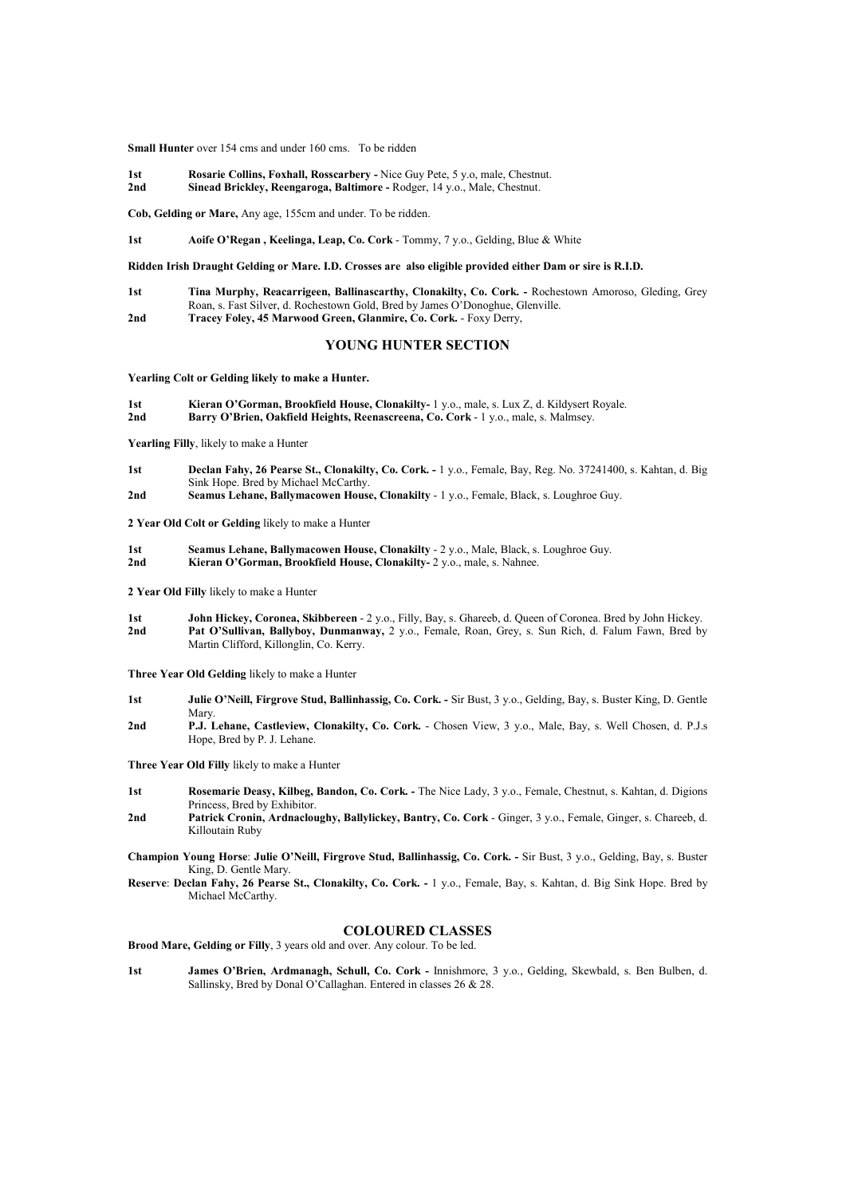**Small Hunter** over 154 cms and under 160 cms. To be ridden

**1st** **Rosarie Collins, Foxhall, Rosscarbery -** Nice Guy Pete, 5 y.o, male, Chestnut.
**2nd** **Sinead Brickley, Reengaroga, Baltimore -** Rodger, 14 y.o., Male, Chestnut.

**Cob, Gelding or Mare,** Any age, 155cm and under. To be ridden.

**1st** **Aoife O'Regan , Keelinga, Leap, Co. Cork** - Tommy, 7 y.o., Gelding, Blue & White

**Ridden Irish Draught Gelding or Mare. I.D. Crosses are also eligible provided either Dam or sire is R.I.D.**

**1st** **Tina Murphy, Reacarrigeen, Ballinascarthy, Clonakilty, Co. Cork. -** Rochestown Amoroso, Gleding, Grey Roan, s. Fast Silver, d. Rochestown Gold, Bred by James O'Donoghue, Glenville.
**2nd** **Tracey Foley, 45 Marwood Green, Glanmire, Co. Cork.** - Foxy Derry,

## YOUNG HUNTER SECTION

**Yearling Colt or Gelding likely to make a Hunter.**

**1st** **Kieran O'Gorman, Brookfield House, Clonakilty-** 1 y.o., male, s. Lux Z, d. Kildysert Royale.
**2nd** **Barry O'Brien, Oakfield Heights, Reenascreena, Co. Cork** - 1 y.o., male, s. Malmsey.

**Yearling Filly**, likely to make a Hunter

**1st** **Declan Fahy, 26 Pearse St., Clonakilty, Co. Cork. -** 1 y.o., Female, Bay, Reg. No. 37241400, s. Kahtan, d. Big Sink Hope. Bred by Michael McCarthy.
**2nd** **Seamus Lehane, Ballymacowen House, Clonakilty** - 1 y.o., Female, Black, s. Loughroe Guy.

**2 Year Old Colt or Gelding** likely to make a Hunter

**1st** **Seamus Lehane, Ballymacowen House, Clonakilty** - 2 y.o., Male, Black, s. Loughroe Guy.
**2nd** **Kieran O'Gorman, Brookfield House, Clonakilty-** 2 y.o., male, s. Nahnee.

**2 Year Old Filly** likely to make a Hunter

**1st** **John Hickey, Coronea, Skibbereen** - 2 y.o., Filly, Bay, s. Ghareeb, d. Queen of Coronea. Bred by John Hickey.
**2nd** **Pat O'Sullivan, Ballyboy, Dunmanway,** 2 y.o., Female, Roan, Grey, s. Sun Rich, d. Falum Fawn, Bred by Martin Clifford, Killonglin, Co. Kerry.

**Three Year Old Gelding** likely to make a Hunter

**1st** **Julie O'Neill, Firgrove Stud, Ballinhassig, Co. Cork. -** Sir Bust, 3 y.o., Gelding, Bay, s. Buster King, D. Gentle Mary.
**2nd** **P.J. Lehane, Castleview, Clonakilty, Co. Cork.** - Chosen View, 3 y.o., Male, Bay, s. Well Chosen, d. P.J.s Hope, Bred by P. J. Lehane.

**Three Year Old Filly** likely to make a Hunter

**1st** **Rosemarie Deasy, Kilbeg, Bandon, Co. Cork. -** The Nice Lady, 3 y.o., Female, Chestnut, s. Kahtan, d. Digions Princess, Bred by Exhibitor.
**2nd** **Patrick Cronin, Ardnacloughy, Ballylickey, Bantry, Co. Cork** - Ginger, 3 y.o., Female, Ginger, s. Chareeb, d. Killoutain Ruby

**Champion Young Horse**: **Julie O'Neill, Firgrove Stud, Ballinhassig, Co. Cork. -** Sir Bust, 3 y.o., Gelding, Bay, s. Buster King, D. Gentle Mary.
**Reserve**: **Declan Fahy, 26 Pearse St., Clonakilty, Co. Cork. -** 1 y.o., Female, Bay, s. Kahtan, d. Big Sink Hope. Bred by Michael McCarthy.

## COLOURED CLASSES

**Brood Mare, Gelding or Filly**, 3 years old and over. Any colour. To be led.

**1st** **James O'Brien, Ardmanagh, Schull, Co. Cork -** Innishmore, 3 y.o., Gelding, Skewbald, s. Ben Bulben, d. Sallinsky, Bred by Donal O'Callaghan. Entered in classes 26 & 28.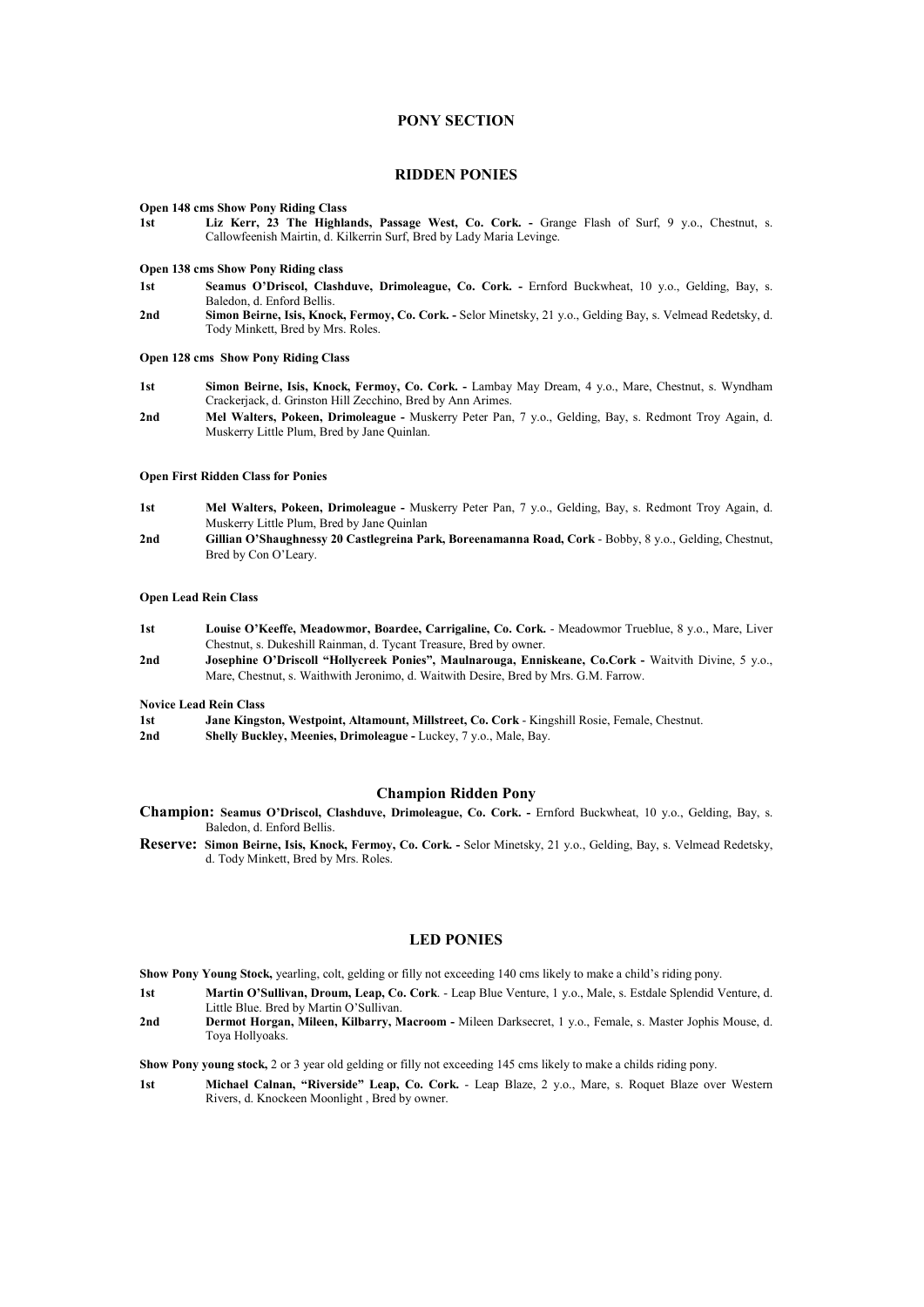# PONY SECTION

## RIDDEN PONIES

**Open 148 cms Show Pony Riding Class**

**1st** **Liz Kerr, 23 The Highlands, Passage West, Co. Cork. -** Grange Flash of Surf, 9 y.o., Chestnut, s. Callowfeenish Mairtin, d. Kilkerrin Surf, Bred by Lady Maria Levinge.

**Open 138 cms Show Pony Riding class**

**1st** **Seamus O'Driscol, Clashduve, Drimoleague, Co. Cork. -** Ernford Buckwheat, 10 y.o., Gelding, Bay, s. Baledon, d. Enford Bellis.

**2nd** **Simon Beirne, Isis, Knock, Fermoy, Co. Cork. -** Selor Minetsky, 21 y.o., Gelding Bay, s. Velmead Redetsky, d. Tody Minkett, Bred by Mrs. Roles.

**Open 128 cms Show Pony Riding Class**

**1st** **Simon Beirne, Isis, Knock, Fermoy, Co. Cork. -** Lambay May Dream, 4 y.o., Mare, Chestnut, s. Wyndham Crackerjack, d. Grinston Hill Zecchino, Bred by Ann Arimes.

**2nd** **Mel Walters, Pokeen, Drimoleague -** Muskerry Peter Pan, 7 y.o., Gelding, Bay, s. Redmont Troy Again, d. Muskerry Little Plum, Bred by Jane Quinlan.

**Open First Ridden Class for Ponies**

**1st** **Mel Walters, Pokeen, Drimoleague -** Muskerry Peter Pan, 7 y.o., Gelding, Bay, s. Redmont Troy Again, d. Muskerry Little Plum, Bred by Jane Quinlan

**2nd** **Gillian O'Shaughnessy 20 Castlegreina Park, Boreenamanna Road, Cork** - Bobby, 8 y.o., Gelding, Chestnut, Bred by Con O'Leary.

**Open Lead Rein Class**

**1st** **Louise O'Keeffe, Meadowmor, Boardee, Carrigaline, Co. Cork.** - Meadowmor Trueblue, 8 y.o., Mare, Liver Chestnut, s. Dukeshill Rainman, d. Tycant Treasure, Bred by owner.

**2nd** **Josephine O'Driscoll "Hollycreek Ponies", Maulnarouga, Enniskeane, Co.Cork -** Waitvith Divine, 5 y.o., Mare, Chestnut, s. Waithwith Jeronimo, d. Waitwith Desire, Bred by Mrs. G.M. Farrow.

**Novice Lead Rein Class**

**1st** **Jane Kingston, Westpoint, Altamount, Millstreet, Co. Cork** - Kingshill Rosie, Female, Chestnut.

**2nd** **Shelly Buckley, Meenies, Drimoleague -** Luckey, 7 y.o., Male, Bay.

### Champion Ridden Pony

**Champion:** **Seamus O'Driscol, Clashduve, Drimoleague, Co. Cork. -** Ernford Buckwheat, 10 y.o., Gelding, Bay, s. Baledon, d. Enford Bellis.

**Reserve:** **Simon Beirne, Isis, Knock, Fermoy, Co. Cork. -** Selor Minetsky, 21 y.o., Gelding, Bay, s. Velmead Redetsky, d. Tody Minkett, Bred by Mrs. Roles.

## LED PONIES

**Show Pony Young Stock,** yearling, colt, gelding or filly not exceeding 140 cms likely to make a child's riding pony.

**1st** **Martin O'Sullivan, Droum, Leap, Co. Cork**. - Leap Blue Venture, 1 y.o., Male, s. Estdale Splendid Venture, d. Little Blue. Bred by Martin O'Sullivan.

**2nd** **Dermot Horgan, Mileen, Kilbarry, Macroom -** Mileen Darksecret, 1 y.o., Female, s. Master Jophis Mouse, d. Toya Hollyoaks.

**Show Pony young stock,** 2 or 3 year old gelding or filly not exceeding 145 cms likely to make a childs riding pony.

**1st** **Michael Calnan, "Riverside" Leap, Co. Cork.** - Leap Blaze, 2 y.o., Mare, s. Roquet Blaze over Western Rivers, d. Knockeen Moonlight , Bred by owner.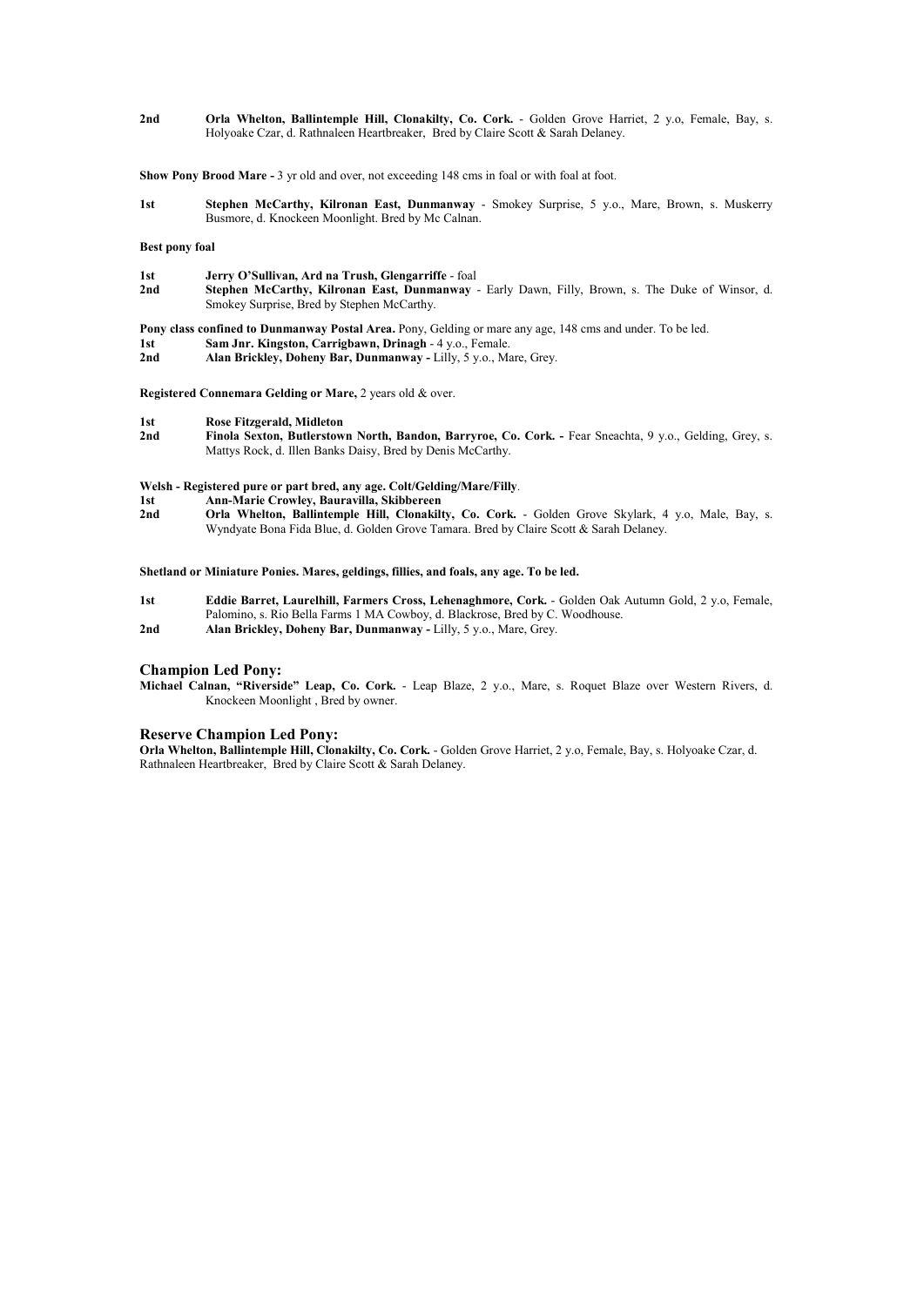**2nd** **Orla Whelton, Ballintemple Hill, Clonakilty, Co. Cork.** - Golden Grove Harriet, 2 y.o, Female, Bay, s. Holyoake Czar, d. Rathnaleen Heartbreaker, Bred by Claire Scott & Sarah Delaney.

**Show Pony Brood Mare -** 3 yr old and over, not exceeding 148 cms in foal or with foal at foot.

**1st** **Stephen McCarthy, Kilronan East, Dunmanway** - Smokey Surprise, 5 y.o., Mare, Brown, s. Muskerry Busmore, d. Knockeen Moonlight. Bred by Mc Calnan.

**Best pony foal**

**1st** **Jerry O'Sullivan, Ard na Trush, Glengarriffe** - foal
**2nd** **Stephen McCarthy, Kilronan East, Dunmanway** - Early Dawn, Filly, Brown, s. The Duke of Winsor, d. Smokey Surprise, Bred by Stephen McCarthy.

**Pony class confined to Dunmanway Postal Area.** Pony, Gelding or mare any age, 148 cms and under. To be led.
**1st** **Sam Jnr. Kingston, Carrigbawn, Drinagh** - 4 y.o., Female.
**2nd** **Alan Brickley, Doheny Bar, Dunmanway -** Lilly, 5 y.o., Mare, Grey.

**Registered Connemara Gelding or Mare,** 2 years old & over.

**1st** **Rose Fitzgerald, Midleton**
**2nd** **Finola Sexton, Butlerstown North, Bandon, Barryroe, Co. Cork. -** Fear Sneachta, 9 y.o., Gelding, Grey, s. Mattys Rock, d. Illen Banks Daisy, Bred by Denis McCarthy.

**Welsh - Registered pure or part bred, any age. Colt/Gelding/Mare/Filly**.
**1st** **Ann-Marie Crowley, Bauravilla, Skibbereen**
**2nd** **Orla Whelton, Ballintemple Hill, Clonakilty, Co. Cork.** - Golden Grove Skylark, 4 y.o, Male, Bay, s. Wyndyate Bona Fida Blue, d. Golden Grove Tamara. Bred by Claire Scott & Sarah Delaney.

**Shetland or Miniature Ponies. Mares, geldings, fillies, and foals, any age. To be led.**

**1st** **Eddie Barret, Laurelhill, Farmers Cross, Lehenaghmore, Cork.** - Golden Oak Autumn Gold, 2 y.o, Female, Palomino, s. Rio Bella Farms 1 MA Cowboy, d. Blackrose, Bred by C. Woodhouse.
**2nd** **Alan Brickley, Doheny Bar, Dunmanway -** Lilly, 5 y.o., Mare, Grey.

### Champion Led Pony:

**Michael Calnan, "Riverside" Leap, Co. Cork.** - Leap Blaze, 2 y.o., Mare, s. Roquet Blaze over Western Rivers, d. Knockeen Moonlight , Bred by owner.

### Reserve Champion Led Pony:

**Orla Whelton, Ballintemple Hill, Clonakilty, Co. Cork.** - Golden Grove Harriet, 2 y.o, Female, Bay, s. Holyoake Czar, d. Rathnaleen Heartbreaker, Bred by Claire Scott & Sarah Delaney.